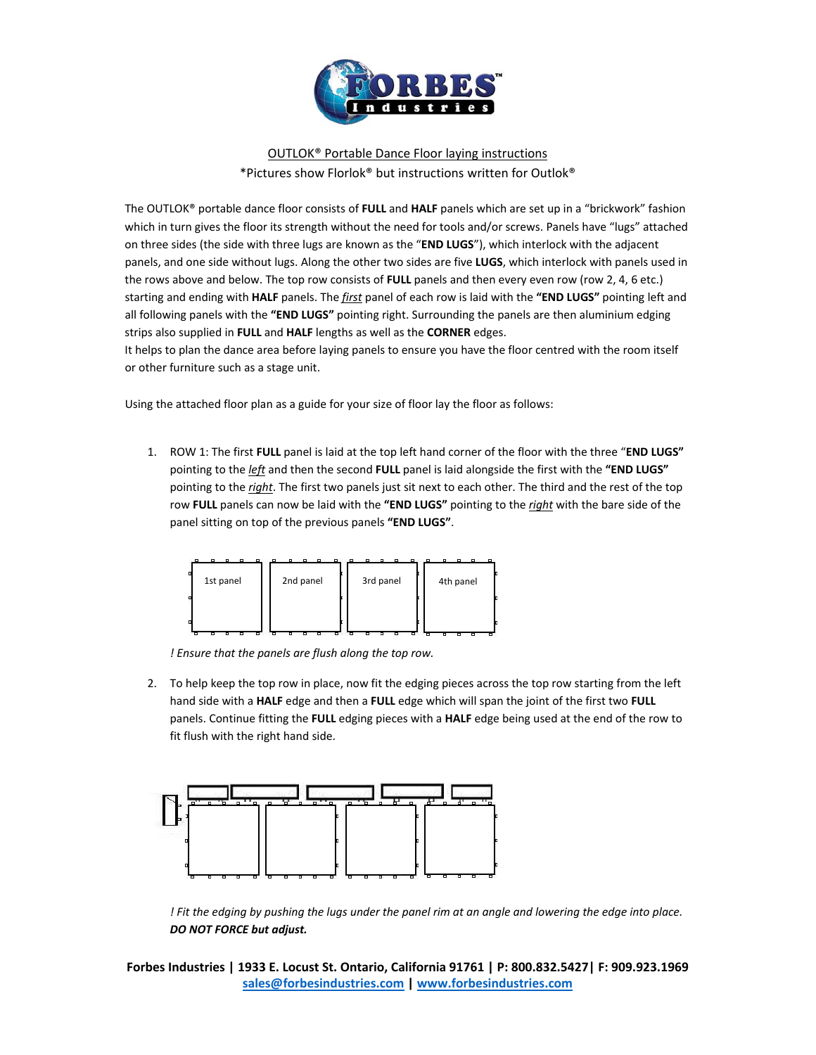# FORBES Industries

OUTLOK® Portable Dance Floor laying instructions

*Pictures show Florlok® but instructions written for Outlok®

The OUTLOK® portable dance floor consists of **FULL** and **HALF** panels which are set up in a "brickwork" fashion which in turn gives the floor its strength without the need for tools and/or screws. Panels have "lugs" attached on three sides (the side with three lugs are known as the "**END LUGS**"), which interlock with the adjacent panels, and one side without lugs. Along the other two sides are five **LUGS**, which interlock with panels used in the rows above and below. The top row consists of **FULL** panels and then every even row (row 2, 4, 6 etc.) starting and ending with **HALF** panels. The *first* panel of each row is laid with the **"END LUGS"** pointing left and all following panels with the **"END LUGS"** pointing right. Surrounding the panels are then aluminium edging strips also supplied in **FULL** and **HALF** lengths as well as the **CORNER** edges.
It helps to plan the dance area before laying panels to ensure you have the floor centred with the room itself or other furniture such as a stage unit.

Using the attached floor plan as a guide for your size of floor lay the floor as follows:

1. ROW 1: The first **FULL** panel is laid at the top left hand corner of the floor with the three "**END LUGS"** pointing to the *left* and then the second **FULL** panel is laid alongside the first with the **"END LUGS"** pointing to the *right*. The first two panels just sit next to each other. The third and the rest of the top row **FULL** panels can now be laid with the **"END LUGS"** pointing to the *right* with the bare side of the panel sitting on top of the previous panels **"END LUGS"**.

   1st panel | 2nd panel | 3rd panel | 4th panel

   *! Ensure that the panels are flush along the top row.*

2. To help keep the top row in place, now fit the edging pieces across the top row starting from the left hand side with a **HALF** edge and then a **FULL** edge which will span the joint of the first two **FULL** panels. Continue fitting the **FULL** edging pieces with a **HALF** edge being used at the end of the row to fit flush with the right hand side.

   *! Fit the edging by pushing the lugs under the panel rim at an angle and lowering the edge into place.* ***DO NOT FORCE but adjust.***

**Forbes Industries | 1933 E. Locust St. Ontario, California 91761 | P: 800.832.5427| F: 909.923.1969**
**sales@forbesindustries.com | www.forbesindustries.com**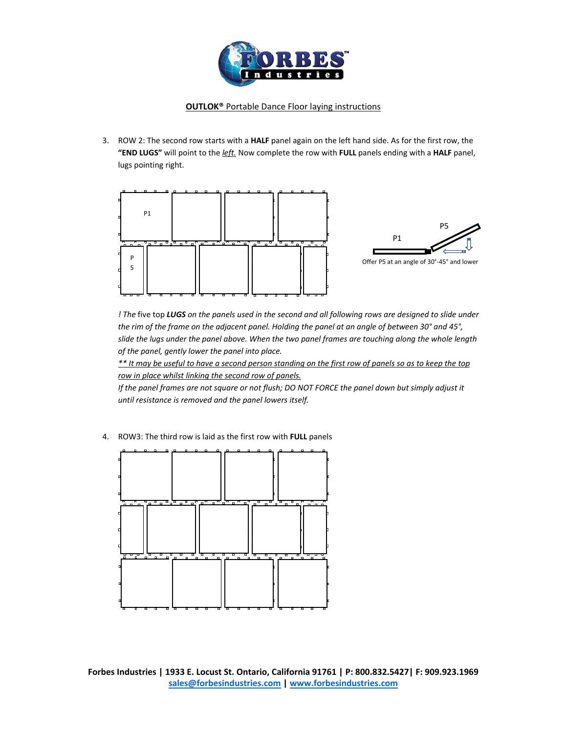**OUTLOK®** Portable Dance Floor laying instructions

3. ROW 2: The second row starts with a **HALF** panel again on the left hand side. As for the first row, the **"END LUGS"** will point to the *left.* Now complete the row with **FULL** panels ending with a **HALF** panel, lugs pointing right.

   *! The five top **LUGS** on the panels used in the second and all following rows are designed to slide under the rim of the frame on the adjacent panel. Holding the panel at an angle of between 30° and 45°, slide the lugs under the panel above. When the two panel frames are touching along the whole length of the panel, gently lower the panel into place.*

   ***\** It may be useful to have a second person standing on the first row of panels so as to keep the top row in place whilst linking the second row of panels.***

   *If the panel frames are not square or not flush; DO NOT FORCE the panel down but simply adjust it until resistance is removed and the panel lowers itself.*

4. ROW3: The third row is laid as the first row with **FULL** panels

Forbes Industries | 1933 E. Locust St. Ontario, California 91761 | P: 800.832.5427| F: 909.923.1969
sales@forbesindustries.com | www.forbesindustries.com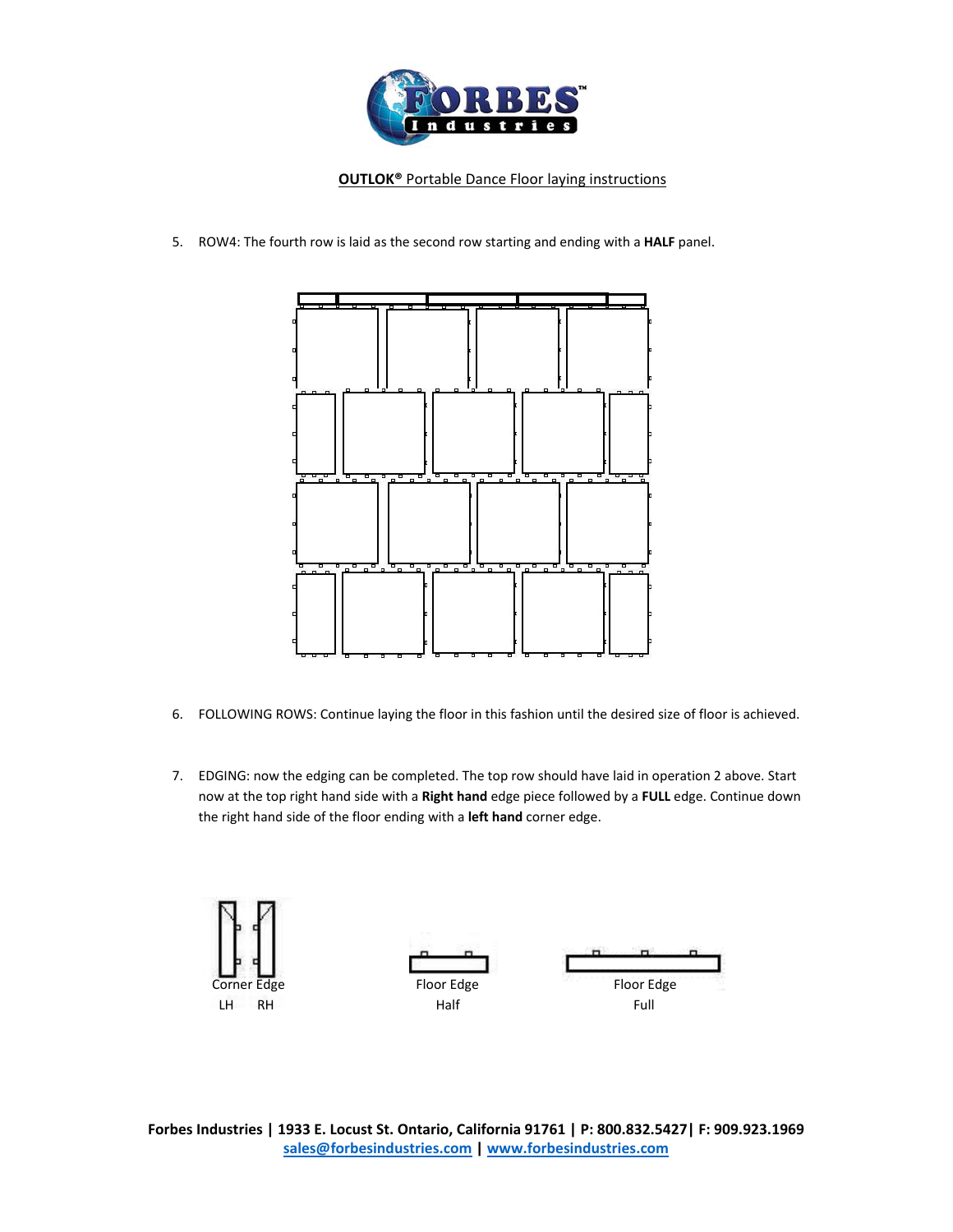**OUTLOK®** Portable Dance Floor laying instructions

5. ROW4: The fourth row is laid as the second row starting and ending with a **HALF** panel.

6. FOLLOWING ROWS: Continue laying the floor in this fashion until the desired size of floor is achieved.

7. EDGING: now the edging can be completed. The top row should have laid in operation 2 above. Start now at the top right hand side with a **Right hand** edge piece followed by a **FULL** edge. Continue down the right hand side of the floor ending with a **left hand** corner edge.

Corner Edge
LH RH

Floor Edge
Half

Floor Edge
Full

**Forbes Industries | 1933 E. Locust St. Ontario, California 91761 | P: 800.832.5427| F: 909.923.1969**
**sales@forbesindustries.com | www.forbesindustries.com**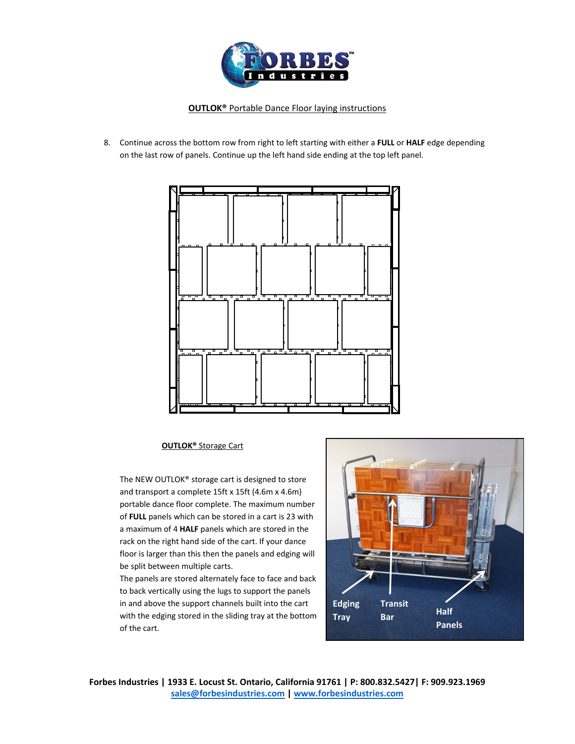**OUTLOK®** Portable Dance Floor laying instructions

8. Continue across the bottom row from right to left starting with either a **FULL** or **HALF** edge depending on the last row of panels. Continue up the left hand side ending at the top left panel.

**OUTLOK®** Storage Cart

The NEW OUTLOK® storage cart is designed to store and transport a complete 15ft x 15ft (4.6m x 4.6m) portable dance floor complete. The maximum number of **FULL** panels which can be stored in a cart is 23 with a maximum of 4 **HALF** panels which are stored in the rack on the right hand side of the cart. If your dance floor is larger than this then the panels and edging will be split between multiple carts.

The panels are stored alternately face to face and back to back vertically using the lugs to support the panels in and above the support channels built into the cart with the edging stored in the sliding tray at the bottom of the cart.

Edging Tray | Transit Bar | Half Panels

Forbes Industries | 1933 E. Locust St. Ontario, California 91761 | P: 800.832.5427| F: 909.923.1969
sales@forbesindustries.com | www.forbesindustries.com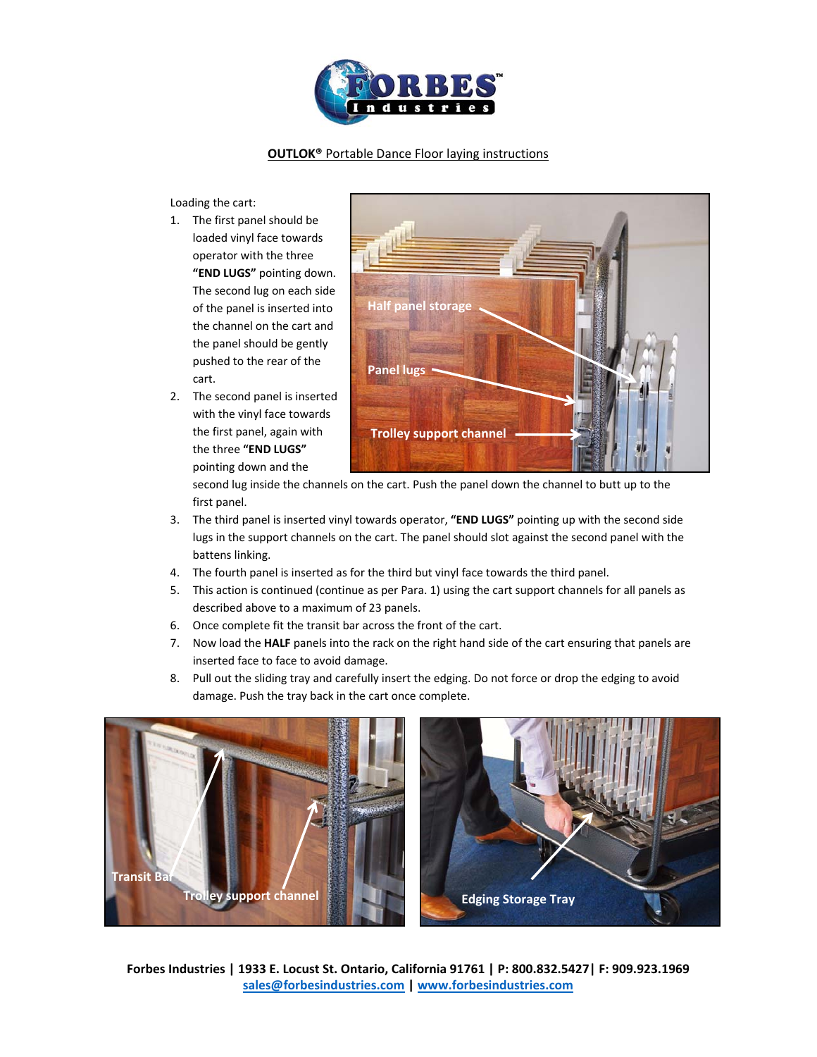**OUTLOK®** Portable Dance Floor laying instructions

Loading the cart:

1. The first panel should be loaded vinyl face towards operator with the three **"END LUGS"** pointing down. The second lug on each side of the panel is inserted into the channel on the cart and the panel should be gently pushed to the rear of the cart.
2. The second panel is inserted with the vinyl face towards the first panel, again with the three **"END LUGS"** pointing down and the second lug inside the channels on the cart. Push the panel down the channel to butt up to the first panel.
3. The third panel is inserted vinyl towards operator, **"END LUGS"** pointing up with the second side lugs in the support channels on the cart. The panel should slot against the second panel with the battens linking.
4. The fourth panel is inserted as for the third but vinyl face towards the third panel.
5. This action is continued (continue as per Para. 1) using the cart support channels for all panels as described above to a maximum of 23 panels.
6. Once complete fit the transit bar across the front of the cart.
7. Now load the **HALF** panels into the rack on the right hand side of the cart ensuring that panels are inserted face to face to avoid damage.
8. Pull out the sliding tray and carefully insert the edging. Do not force or drop the edging to avoid damage. Push the tray back in the cart once complete.

**Forbes Industries | 1933 E. Locust St. Ontario, California 91761 | P: 800.832.5427| F: 909.923.1969**
sales@forbesindustries.com | www.forbesindustries.com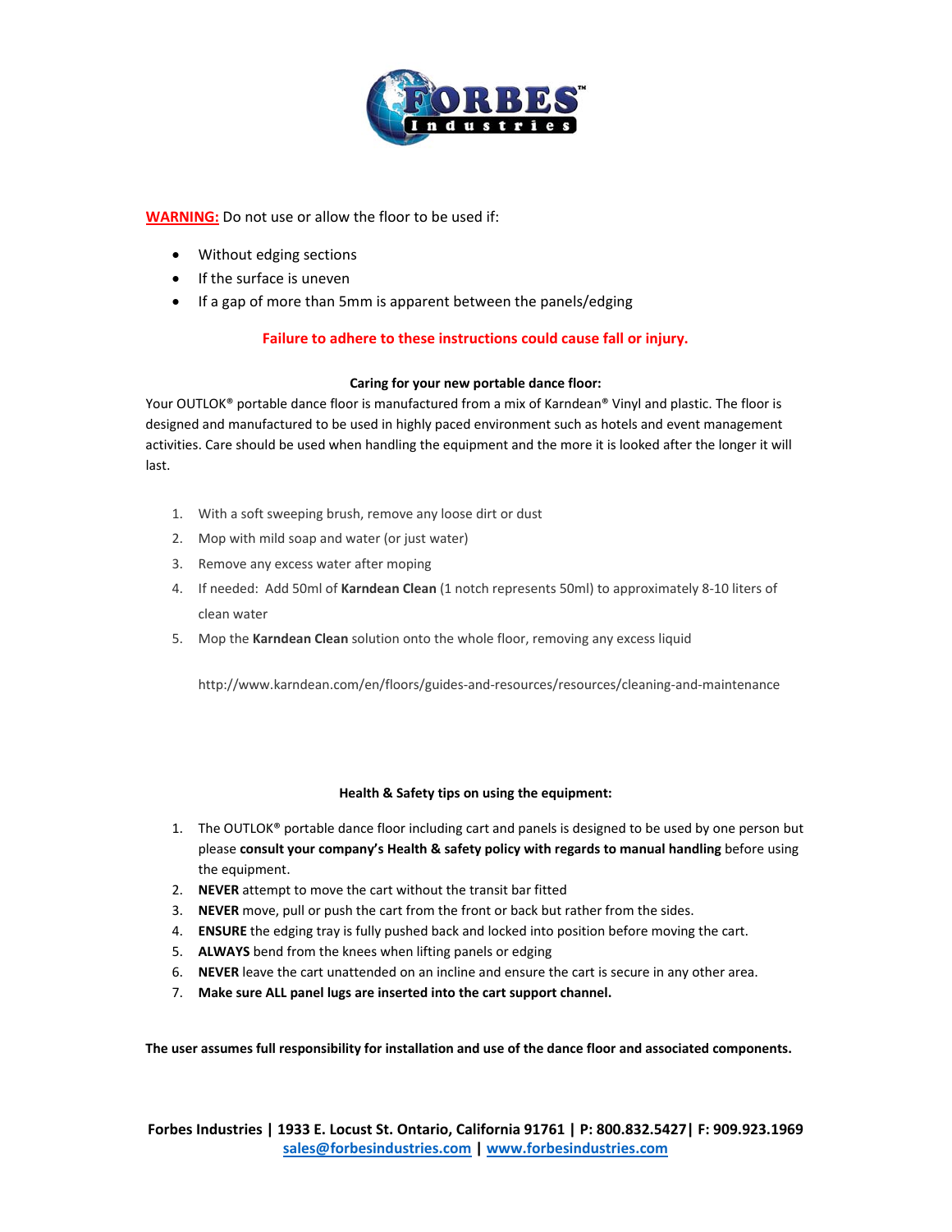**WARNING:** Do not use or allow the floor to be used if:

- Without edging sections
- If the surface is uneven
- If a gap of more than 5mm is apparent between the panels/edging

**Failure to adhere to these instructions could cause fall or injury.**

**Caring for your new portable dance floor:**

Your OUTLOK® portable dance floor is manufactured from a mix of Karndean® Vinyl and plastic. The floor is designed and manufactured to be used in highly paced environment such as hotels and event management activities. Care should be used when handling the equipment and the more it is looked after the longer it will last.

1. With a soft sweeping brush, remove any loose dirt or dust
2. Mop with mild soap and water (or just water)
3. Remove any excess water after moping
4. If needed: Add 50ml of **Karndean Clean** (1 notch represents 50ml) to approximately 8-10 liters of clean water
5. Mop the **Karndean Clean** solution onto the whole floor, removing any excess liquid

http://www.karndean.com/en/floors/guides-and-resources/resources/cleaning-and-maintenance

**Health & Safety tips on using the equipment:**

1. The OUTLOK® portable dance floor including cart and panels is designed to be used by one person but please **consult your company's Health & safety policy with regards to manual handling** before using the equipment.
2. **NEVER** attempt to move the cart without the transit bar fitted
3. **NEVER** move, pull or push the cart from the front or back but rather from the sides.
4. **ENSURE** the edging tray is fully pushed back and locked into position before moving the cart.
5. **ALWAYS** bend from the knees when lifting panels or edging
6. **NEVER** leave the cart unattended on an incline and ensure the cart is secure in any other area.
7. **Make sure ALL panel lugs are inserted into the cart support channel.**

**The user assumes full responsibility for installation and use of the dance floor and associated components.**

**Forbes Industries | 1933 E. Locust St. Ontario, California 91761 | P: 800.832.5427| F: 909.923.1969**
sales@forbesindustries.com | www.forbesindustries.com